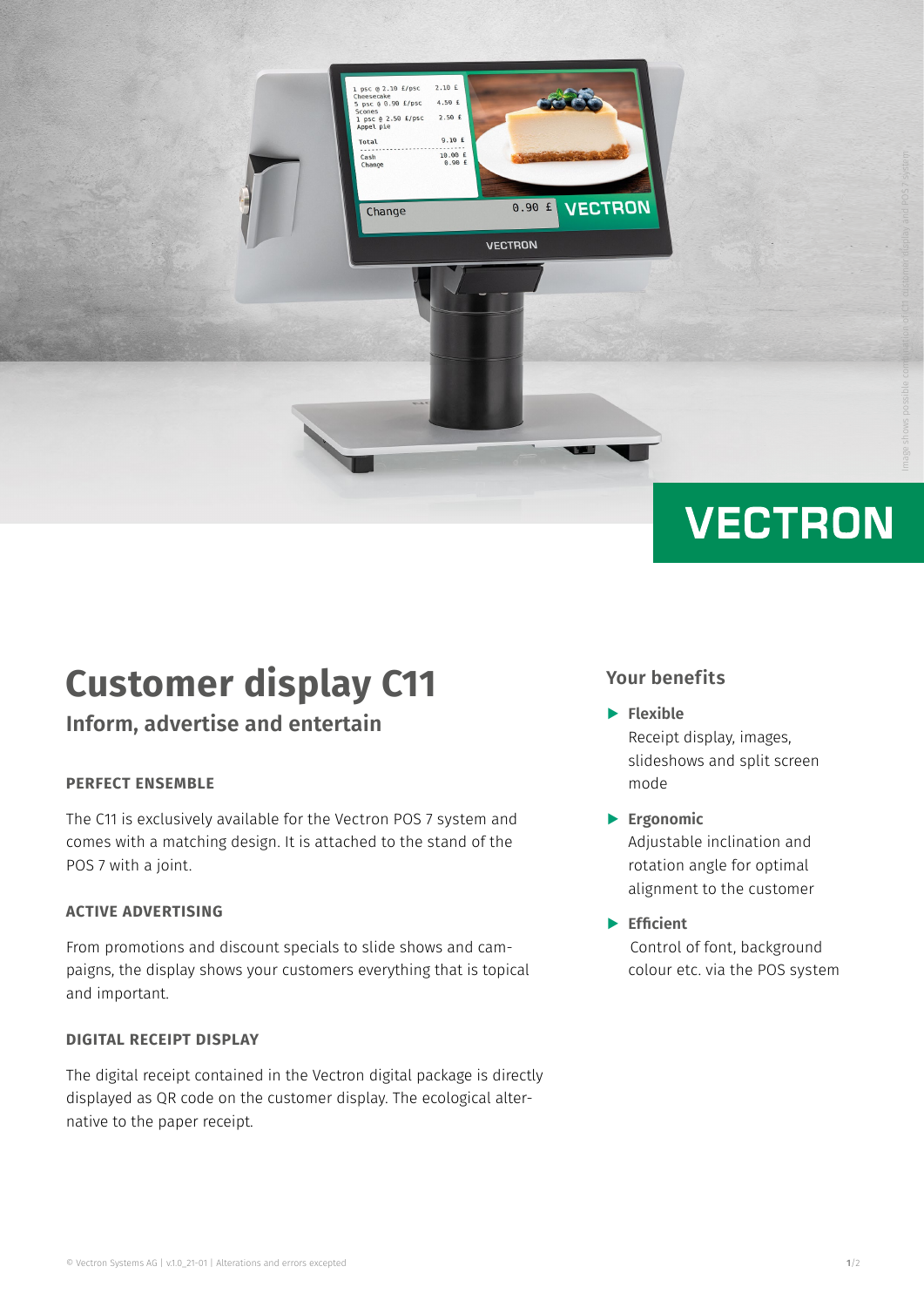# Customer display C11

## Inform, advertise and entertain

### PERFECT ENSEMBLE

The C11 is exclusively available for the Vectron POS 7 system and comes with a matching design. It is attached to the stand of the POS 7 with a joint.

### ACTIVE ADVERTISING

From promotions and discount specials to slide shows and campaigns, the display shows your customers everything that is topical and important.

### DIGITAL RECEIPT DISPLAY

The digital receipt contained in the Vectron digital package is directly displayed as QR code on the customer display. The ecological alternative to the paper receipt.

## Your benefits

- **Flexible**
  Receipt display, images, slideshows and split screen mode
- **Ergonomic**
  Adjustable inclination and rotation angle for optimal alignment to the customer
- **Efficient**
  Control of font, background colour etc. via the POS system

Image shows possible combination of C11 customer display and POS 7 system

© Vectron Systems AG | v1.0_21-01 | Alterations and errors excepted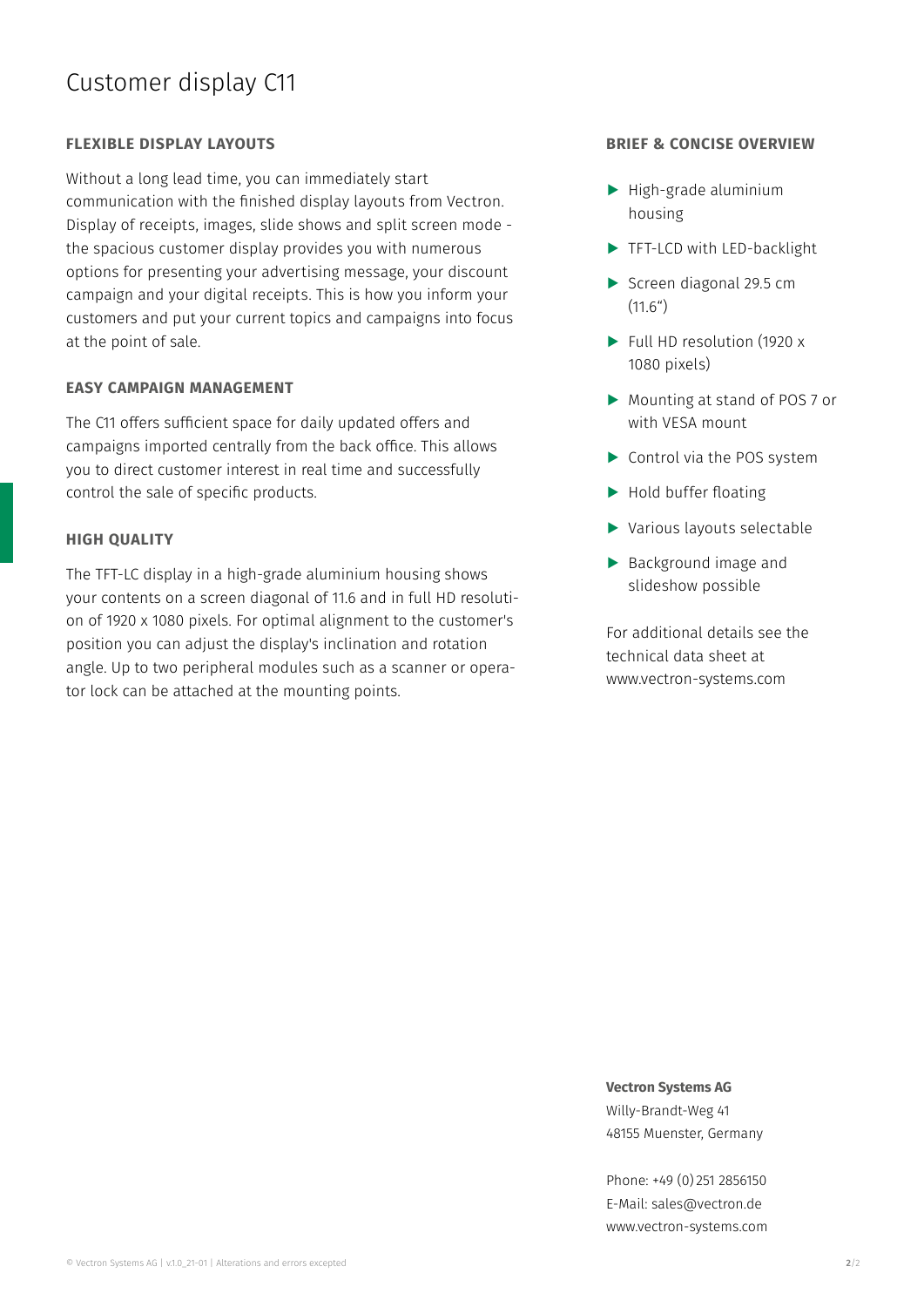# Customer display C11

## FLEXIBLE DISPLAY LAYOUTS

Without a long lead time, you can immediately start communication with the finished display layouts from Vectron. Display of receipts, images, slide shows and split screen mode - the spacious customer display provides you with numerous options for presenting your advertising message, your discount campaign and your digital receipts. This is how you inform your customers and put your current topics and campaigns into focus at the point of sale.

## EASY CAMPAIGN MANAGEMENT

The C11 offers sufficient space for daily updated offers and campaigns imported centrally from the back office. This allows you to direct customer interest in real time and successfully control the sale of specific products.

## HIGH QUALITY

The TFT-LC display in a high-grade aluminium housing shows your contents on a screen diagonal of 11.6 and in full HD resolution of 1920 x 1080 pixels. For optimal alignment to the customer's position you can adjust the display's inclination and rotation angle. Up to two peripheral modules such as a scanner or operator lock can be attached at the mounting points.

## BRIEF & CONCISE OVERVIEW

- High-grade aluminium housing
- TFT-LCD with LED-backlight
- Screen diagonal 29.5 cm (11.6")
- Full HD resolution (1920 x 1080 pixels)
- Mounting at stand of POS 7 or with VESA mount
- Control via the POS system
- Hold buffer floating
- Various layouts selectable
- Background image and slideshow possible

For additional details see the technical data sheet at www.vectron-systems.com

**Vectron Systems AG**
Willy-Brandt-Weg 41
48155 Muenster, Germany

Phone: +49 (0) 251 2856150
E-Mail: sales@vectron.de
www.vectron-systems.com

© Vectron Systems AG | v1.0_21-01 | Alterations and errors excepted